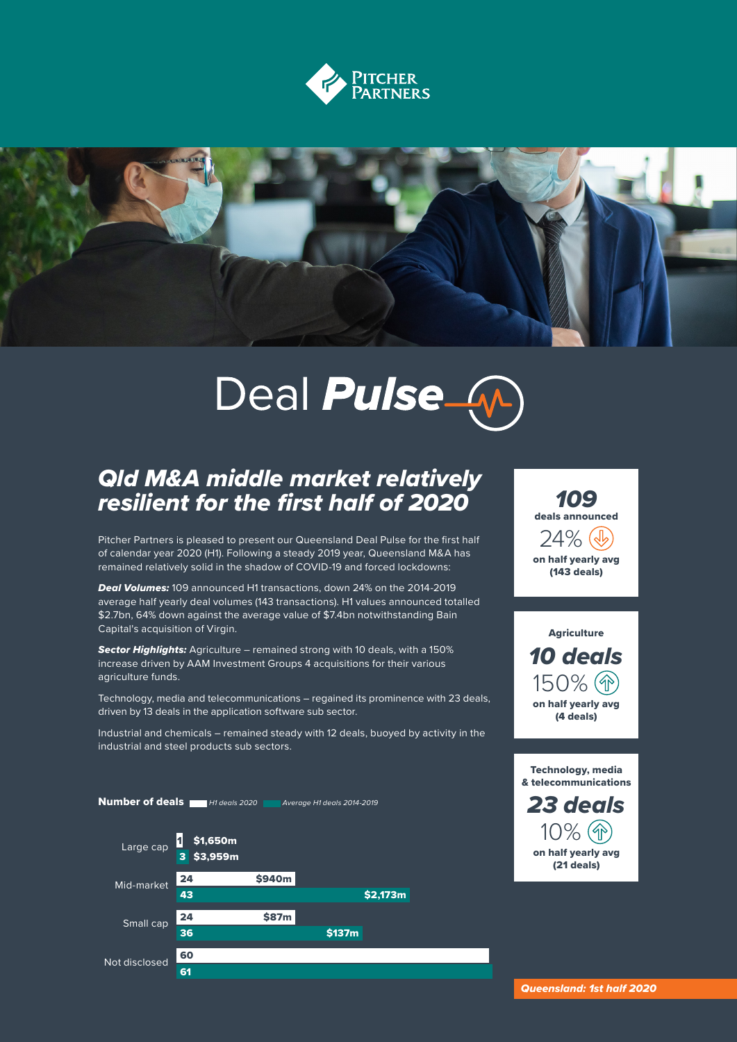Pitcher Partners

# Deal Pulse

## Qld M&A middle market relatively resilient for the first half of 2020

Pitcher Partners is pleased to present our Queensland Deal Pulse for the first half of calendar year 2020 (H1). Following a steady 2019 year, Queensland M&A has remained relatively solid in the shadow of COVID-19 and forced lockdowns:

***Deal Volumes:*** 109 announced H1 transactions, down 24% on the 2014-2019 average half yearly deal volumes (143 transactions). H1 values announced totalled $2.7bn, 64% down against the average value of $7.4bn notwithstanding Bain Capital's acquisition of Virgin.

***Sector Highlights:*** Agriculture – remained strong with 10 deals, with a 150% increase driven by AAM Investment Groups 4 acquisitions for their various agriculture funds.

Technology, media and telecommunications – regained its prominence with 23 deals, driven by 13 deals in the application software sub sector.

Industrial and chemicals – remained steady with 12 deals, buoyed by activity in the industrial and steel products sub sectors.

**Number of deals** *H1 deals 2020* *Average H1 deals 2014-2019*

Large cap
1 $1,650m
3 $3,959m

Mid-market
24 $940m
43 $2,173m

Small cap
24 $87m
36 $137m

Not disclosed
60
61

**109**
**deals announced**
24%
**on half yearly avg (143 deals)**

**Agriculture**
**10 deals**
150%
**on half yearly avg (4 deals)**

**Technology, media & telecommunications**
**23 deals**
10%
**on half yearly avg (21 deals)**

***Queensland: 1st half 2020***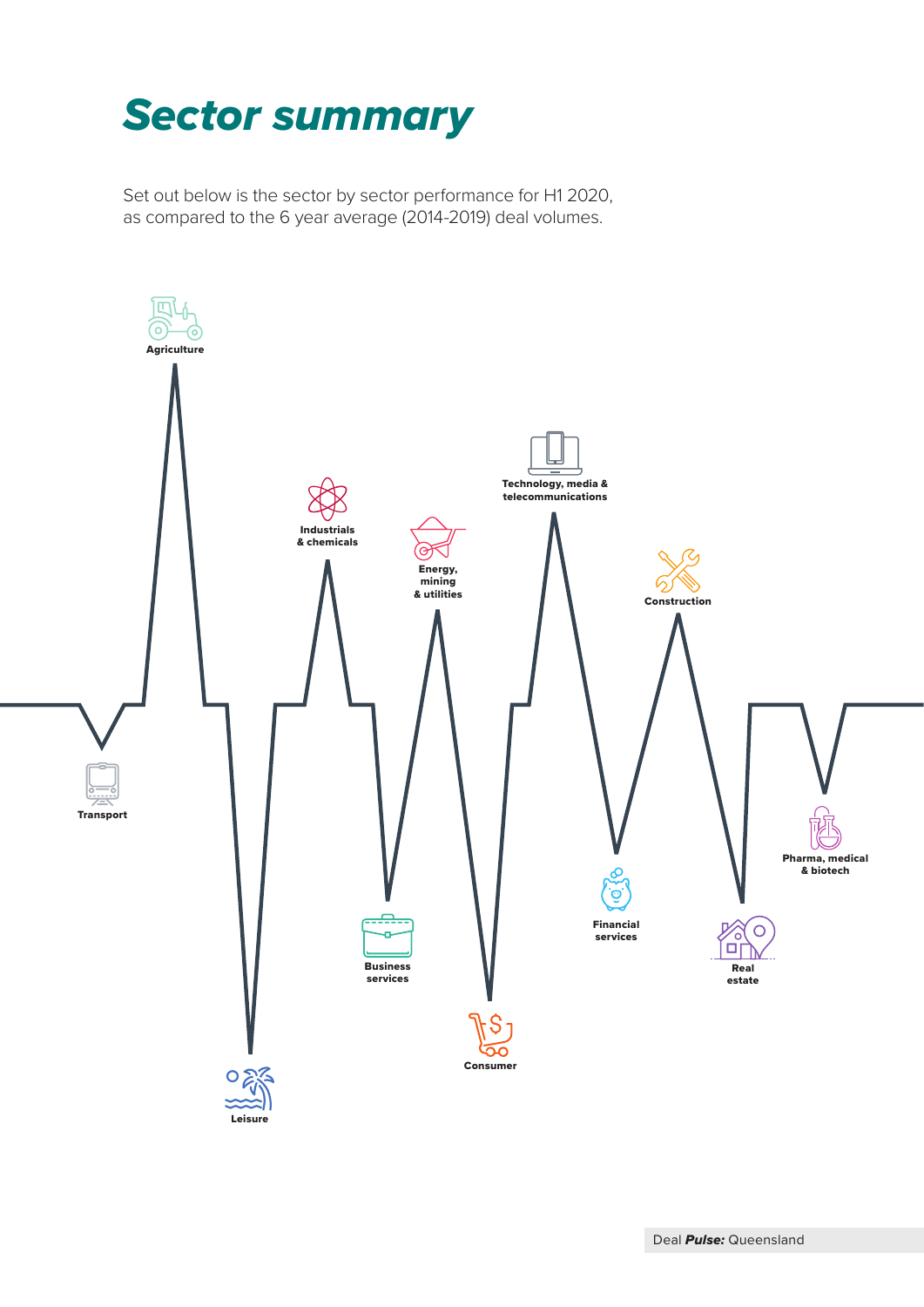# Sector summary

Set out below is the sector by sector performance for H1 2020, as compared to the 6 year average (2014-2019) deal volumes.

Agriculture

Transport

Leisure

Industrials & chemicals

Business services

Energy, mining & utilities

Consumer

Technology, media & telecommunications

Financial services

Construction

Real estate

Pharma, medical & biotech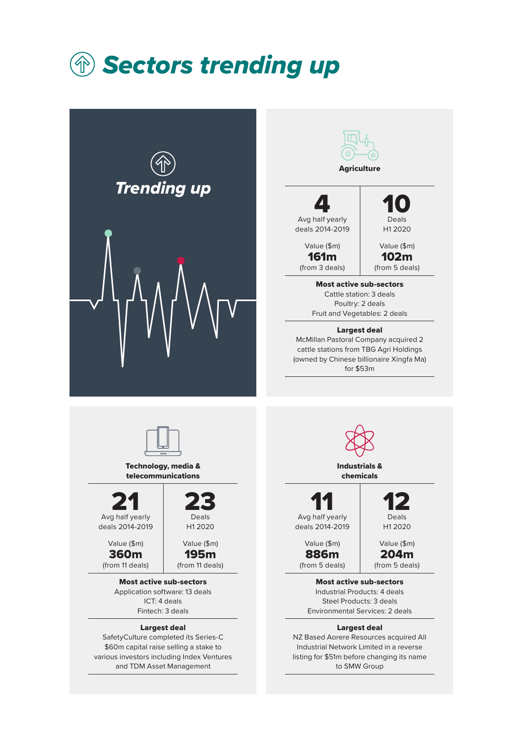# Sectors trending up

## Trending up

### Agriculture

| 4 | 10 |
|---|---|
| Avg half yearly deals 2014-2019 | Deals H1 2020 |
| Value ($m) **161m** (from 3 deals) | Value ($m) **102m** (from 5 deals) |

**Most active sub-sectors**
Cattle station: 3 deals
Poultry: 2 deals
Fruit and Vegetables: 2 deals

**Largest deal**
McMillan Pastoral Company acquired 2 cattle stations from TBG Agri Holdings (owned by Chinese billionaire Xingfa Ma) for $53m

### Technology, media & telecommunications

| 21 | 23 |
|---|---|
| Avg half yearly deals 2014-2019 | Deals H1 2020 |
| Value ($m) **360m** (from 11 deals) | Value ($m) **195m** (from 11 deals) |

**Most active sub-sectors**
Application software: 13 deals
ICT: 4 deals
Fintech: 3 deals

**Largest deal**
SafetyCulture completed its Series-C $60m capital raise selling a stake to various investors including Index Ventures and TDM Asset Management

### Industrials & chemicals

| 11 | 12 |
|---|---|
| Avg half yearly deals 2014-2019 | Deals H1 2020 |
| Value ($m) **886m** (from 5 deals) | Value ($m) **204m** (from 5 deals) |

**Most active sub-sectors**
Industrial Products: 4 deals
Steel Products: 3 deals
Environmental Services: 2 deals

**Largest deal**
NZ Based Aorere Resources acquired All Industrial Network Limited in a reverse listing for $51m before changing its name to SMW Group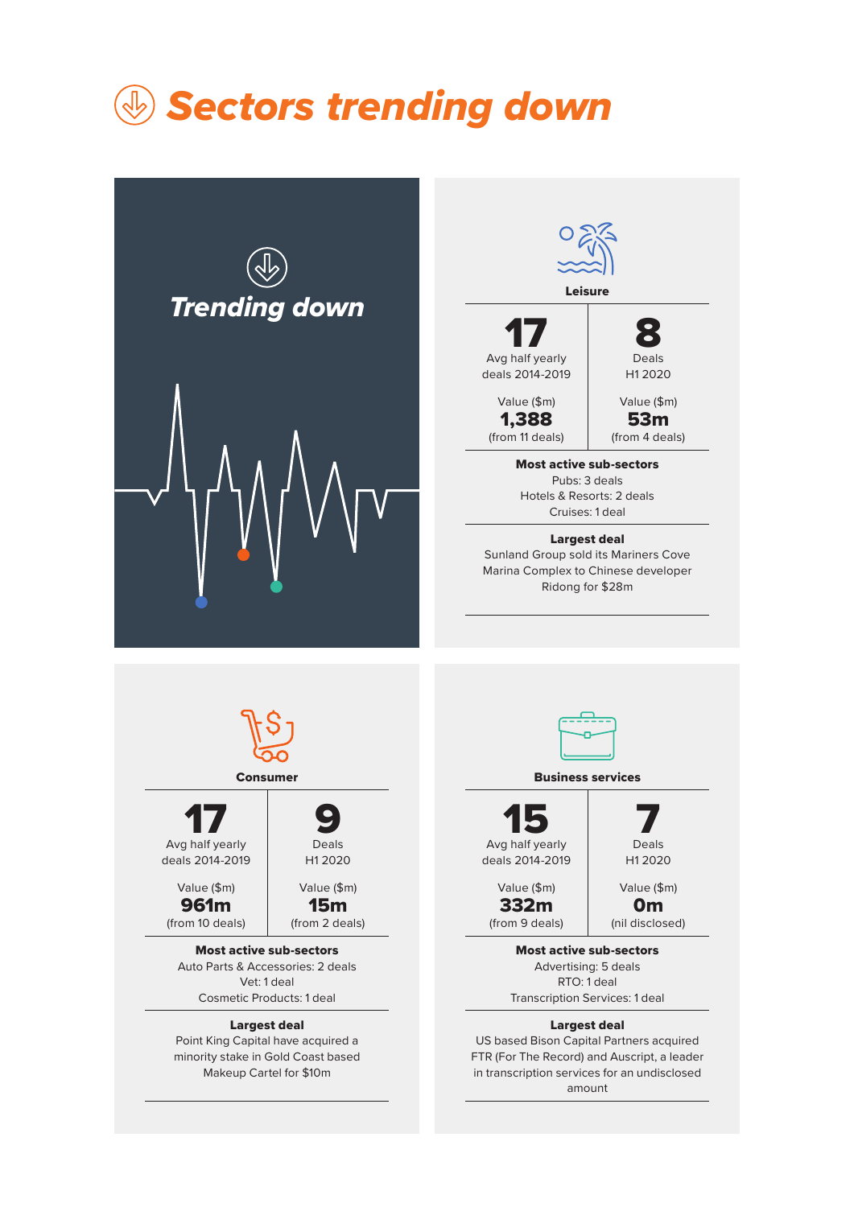# Sectors trending down

## Trending down

### Leisure

| | |
|---|---|
| **17** Avg half yearly deals 2014-2019 | **8** Deals H1 2020 |
| Value ($m) **1,388** (from 11 deals) | Value ($m) **53m** (from 4 deals) |

**Most active sub-sectors**
Pubs: 3 deals
Hotels & Resorts: 2 deals
Cruises: 1 deal

**Largest deal**
Sunland Group sold its Mariners Cove Marina Complex to Chinese developer Ridong for $28m

### Consumer

| | |
|---|---|
| **17** Avg half yearly deals 2014-2019 | **9** Deals H1 2020 |
| Value ($m) **961m** (from 10 deals) | Value ($m) **15m** (from 2 deals) |

**Most active sub-sectors**
Auto Parts & Accessories: 2 deals
Vet: 1 deal
Cosmetic Products: 1 deal

**Largest deal**
Point King Capital have acquired a minority stake in Gold Coast based Makeup Cartel for $10m

### Business services

| | |
|---|---|
| **15** Avg half yearly deals 2014-2019 | **7** Deals H1 2020 |
| Value ($m) **332m** (from 9 deals) | Value ($m) **0m** (nil disclosed) |

**Most active sub-sectors**
Advertising: 5 deals
RTO: 1 deal
Transcription Services: 1 deal

**Largest deal**
US based Bison Capital Partners acquired FTR (For The Record) and Auscript, a leader in transcription services for an undisclosed amount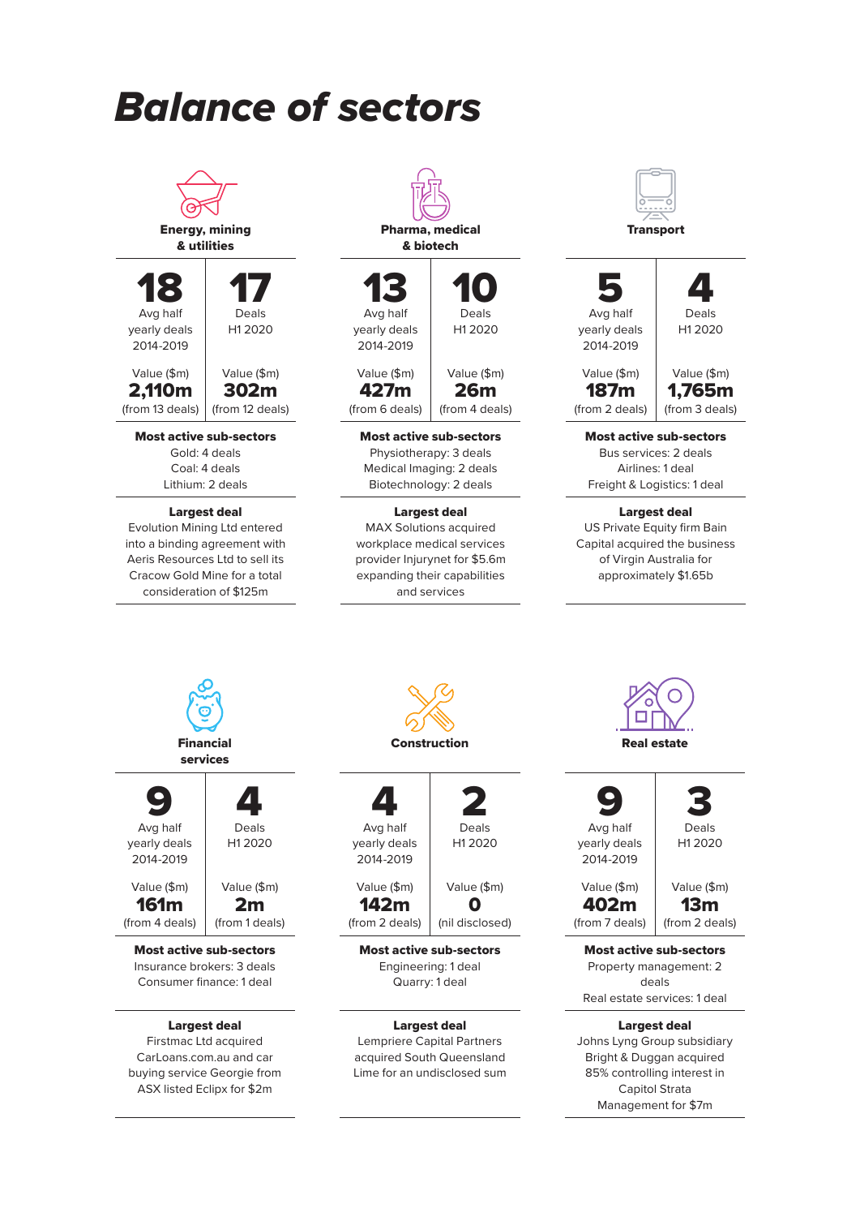# Balance of sectors

### Energy, mining & utilities

| Avg half yearly deals 2014-2019 | Deals H1 2020 |
|---|---|
| **18** | **17** |
| Value ($m) **2,110m** (from 13 deals) | Value ($m) **302m** (from 12 deals) |

**Most active sub-sectors**
Gold: 4 deals
Coal: 4 deals
Lithium: 2 deals

**Largest deal**
Evolution Mining Ltd entered into a binding agreement with Aeris Resources Ltd to sell its Cracow Gold Mine for a total consideration of $125m

### Pharma, medical & biotech

| Avg half yearly deals 2014-2019 | Deals H1 2020 |
|---|---|
| **13** | **10** |
| Value ($m) **427m** (from 6 deals) | Value ($m) **26m** (from 4 deals) |

**Most active sub-sectors**
Physiotherapy: 3 deals
Medical Imaging: 2 deals
Biotechnology: 2 deals

**Largest deal**
MAX Solutions acquired workplace medical services provider Injurynet for $5.6m expanding their capabilities and services

### Transport

| Avg half yearly deals 2014-2019 | Deals H1 2020 |
|---|---|
| **5** | **4** |
| Value ($m) **187m** (from 2 deals) | Value ($m) **1,765m** (from 3 deals) |

**Most active sub-sectors**
Bus services: 2 deals
Airlines: 1 deal
Freight & Logistics: 1 deal

**Largest deal**
US Private Equity firm Bain Capital acquired the business of Virgin Australia for approximately $1.65b

### Financial services

| Avg half yearly deals 2014-2019 | Deals H1 2020 |
|---|---|
| **9** | **4** |
| Value ($m) **161m** (from 4 deals) | Value ($m) **2m** (from 1 deals) |

**Most active sub-sectors**
Insurance brokers: 3 deals
Consumer finance: 1 deal

**Largest deal**
Firstmac Ltd acquired CarLoans.com.au and car buying service Georgie from ASX listed Eclipx for $2m

### Construction

| Avg half yearly deals 2014-2019 | Deals H1 2020 |
|---|---|
| **4** | **2** |
| Value ($m) **142m** (from 2 deals) | Value ($m) **0** (nil disclosed) |

**Most active sub-sectors**
Engineering: 1 deal
Quarry: 1 deal

**Largest deal**
Lempriere Capital Partners acquired South Queensland Lime for an undisclosed sum

### Real estate

| Avg half yearly deals 2014-2019 | Deals H1 2020 |
|---|---|
| **9** | **3** |
| Value ($m) **402m** (from 7 deals) | Value ($m) **13m** (from 2 deals) |

**Most active sub-sectors**
Property management: 2 deals
Real estate services: 1 deal

**Largest deal**
Johns Lyng Group subsidiary Bright & Duggan acquired 85% controlling interest in Capitol Strata Management for $7m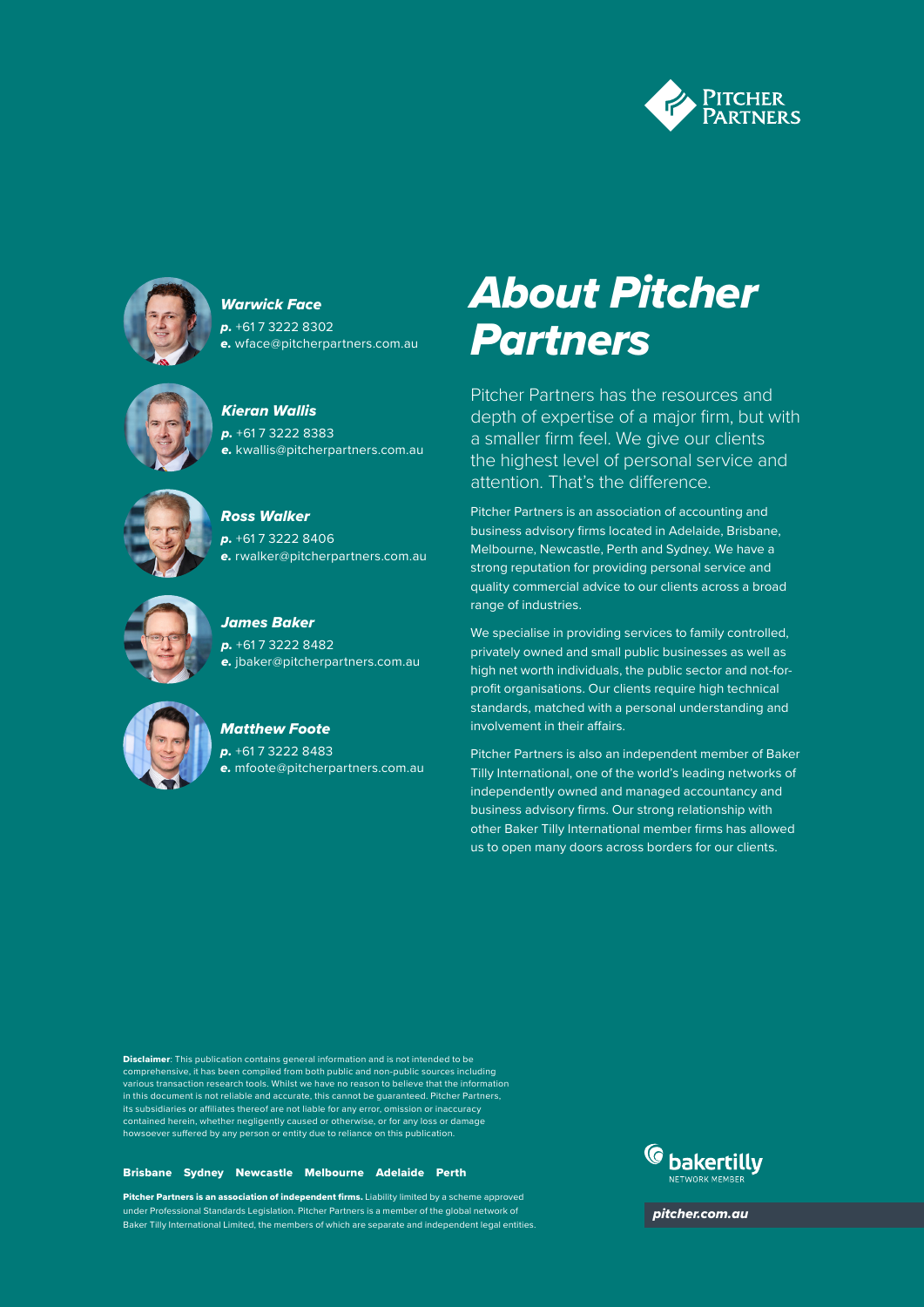# About Pitcher Partners

Pitcher Partners has the resources and depth of expertise of a major firm, but with a smaller firm feel. We give our clients the highest level of personal service and attention. That's the difference.

Pitcher Partners is an association of accounting and business advisory firms located in Adelaide, Brisbane, Melbourne, Newcastle, Perth and Sydney. We have a strong reputation for providing personal service and quality commercial advice to our clients across a broad range of industries.

We specialise in providing services to family controlled, privately owned and small public businesses as well as high net worth individuals, the public sector and not-for-profit organisations. Our clients require high technical standards, matched with a personal understanding and involvement in their affairs.

Pitcher Partners is also an independent member of Baker Tilly International, one of the world's leading networks of independently owned and managed accountancy and business advisory firms. Our strong relationship with other Baker Tilly International member firms has allowed us to open many doors across borders for our clients.

***Warwick Face***
***p.*** +61 7 3222 8302
***e.*** wface@pitcherpartners.com.au

***Kieran Wallis***
***p.*** +61 7 3222 8383
***e.*** kwallis@pitcherpartners.com.au

***Ross Walker***
***p.*** +61 7 3222 8406
***e.*** rwalker@pitcherpartners.com.au

***James Baker***
***p.*** +61 7 3222 8482
***e.*** jbaker@pitcherpartners.com.au

***Matthew Foote***
***p.*** +61 7 3222 8483
***e.*** mfoote@pitcherpartners.com.au

**Disclaimer**: This publication contains general information and is not intended to be comprehensive, it has been compiled from both public and non-public sources including various transaction research tools. Whilst we have no reason to believe that the information in this document is not reliable and accurate, this cannot be guaranteed. Pitcher Partners, its subsidiaries or affiliates thereof are not liable for any error, omission or inaccuracy contained herein, whether negligently caused or otherwise, or for any loss or damage howsoever suffered by any person or entity due to reliance on this publication.

**Brisbane Sydney Newcastle Melbourne Adelaide Perth**

**Pitcher Partners is an association of independent firms.** Liability limited by a scheme approved under Professional Standards Legislation. Pitcher Partners is a member of the global network of Baker Tilly International Limited, the members of which are separate and independent legal entities.

bakertilly NETWORK MEMBER

***pitcher.com.au***